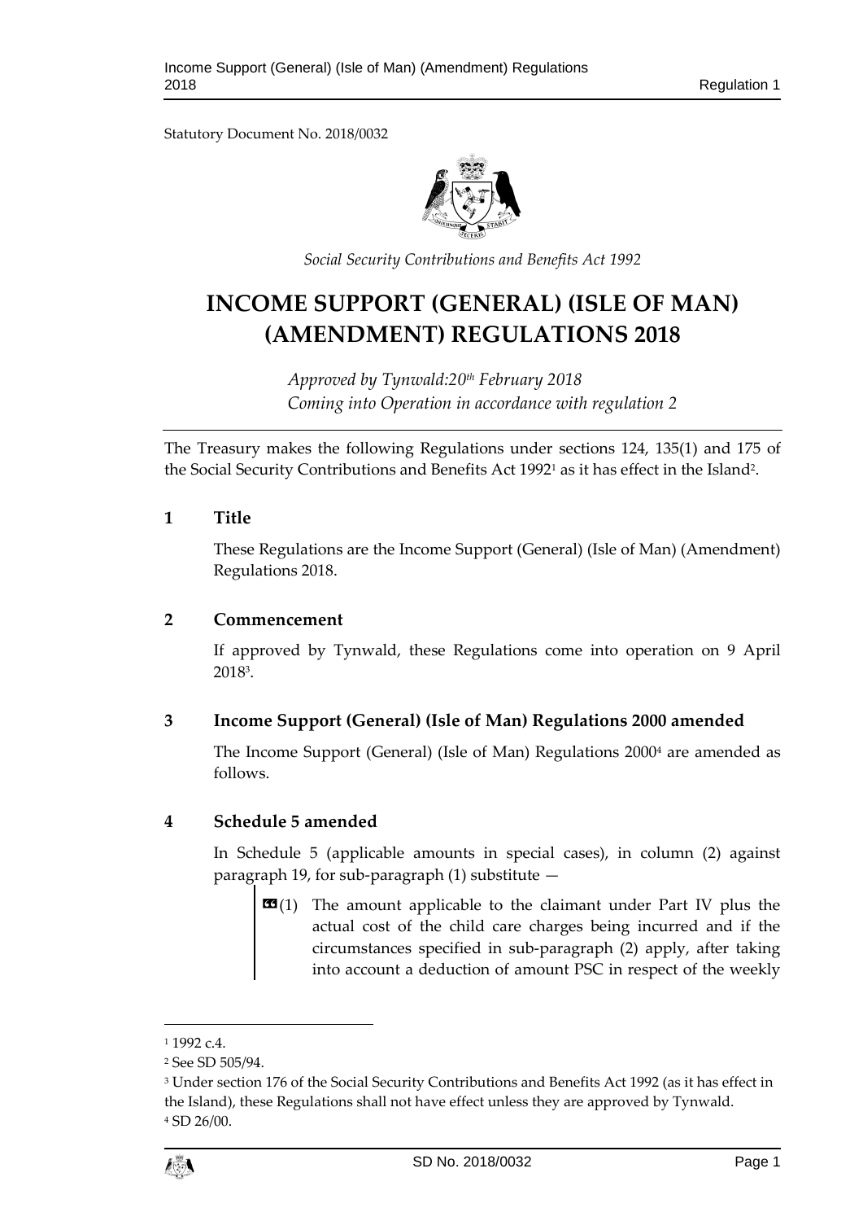Statutory Document No. 2018/0032

*Social Security Contributions and Benefits Act 1992*

# INCOME SUPPORT (GENERAL) (ISLE OF MAN) (AMENDMENT) REGULATIONS 2018

*Approved by Tynwald:20th February 2018*
*Coming into Operation in accordance with regulation 2*

The Treasury makes the following Regulations under sections 124, 135(1) and 175 of the Social Security Contributions and Benefits Act 1992[1] as it has effect in the Island[2].

## 1 Title

These Regulations are the Income Support (General) (Isle of Man) (Amendment) Regulations 2018.

## 2 Commencement

If approved by Tynwald, these Regulations come into operation on 9 April 2018[3].

## 3 Income Support (General) (Isle of Man) Regulations 2000 amended

The Income Support (General) (Isle of Man) Regulations 2000[4] are amended as follows.

## 4 Schedule 5 amended

In Schedule 5 (applicable amounts in special cases), in column (2) against paragraph 19, for sub-paragraph (1) substitute —

> «(1) The amount applicable to the claimant under Part IV plus the actual cost of the child care charges being incurred and if the circumstances specified in sub-paragraph (2) apply, after taking into account a deduction of amount PSC in respect of the weekly

---

[1] 1992 c.4.

[2] See SD 505/94.

[3] Under section 176 of the Social Security Contributions and Benefits Act 1992 (as it has effect in the Island), these Regulations shall not have effect unless they are approved by Tynwald.

[4] SD 26/00.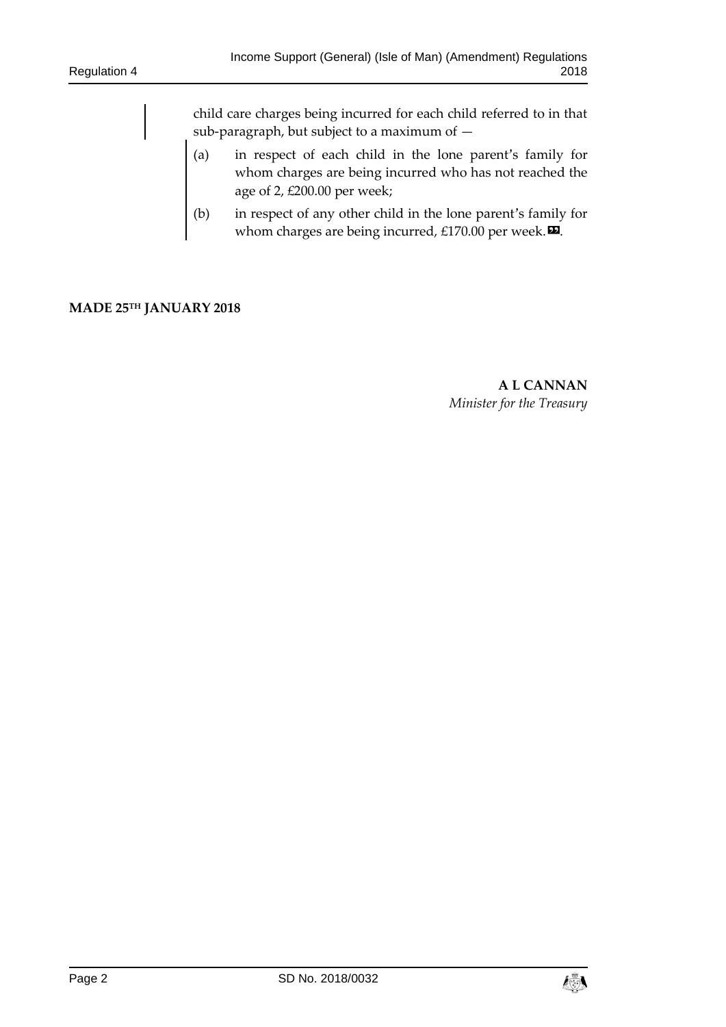child care charges being incurred for each child referred to in that sub-paragraph, but subject to a maximum of —

(a) in respect of each child in the lone parent's family for whom charges are being incurred who has not reached the age of 2, £200.00 per week;

(b) in respect of any other child in the lone parent's family for whom charges are being incurred, £170.00 per week.».

**MADE 25TH JANUARY 2018**

**A L CANNAN**
*Minister for the Treasury*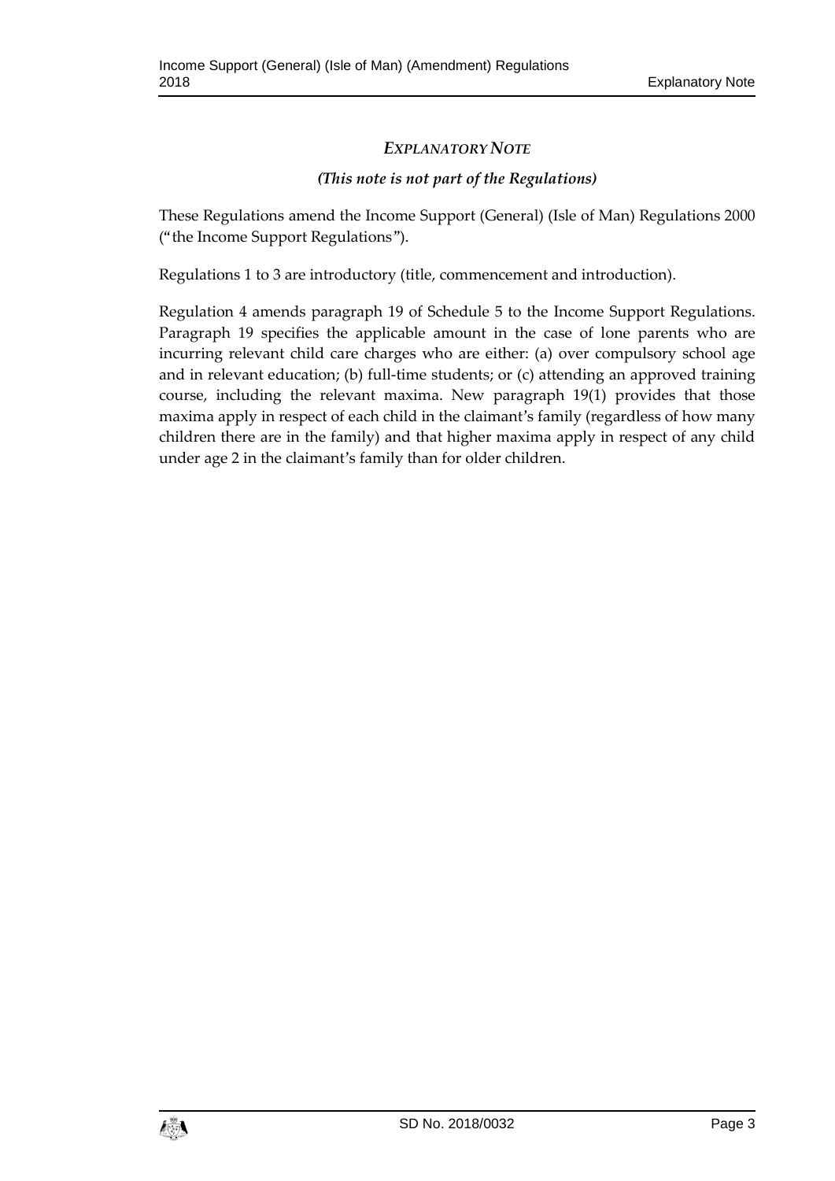## *EXPLANATORY NOTE*

***(This note is not part of the Regulations)***

These Regulations amend the Income Support (General) (Isle of Man) Regulations 2000 ("the Income Support Regulations").

Regulations 1 to 3 are introductory (title, commencement and introduction).

Regulation 4 amends paragraph 19 of Schedule 5 to the Income Support Regulations. Paragraph 19 specifies the applicable amount in the case of lone parents who are incurring relevant child care charges who are either: (a) over compulsory school age and in relevant education; (b) full-time students; or (c) attending an approved training course, including the relevant maxima. New paragraph 19(1) provides that those maxima apply in respect of each child in the claimant's family (regardless of how many children there are in the family) and that higher maxima apply in respect of any child under age 2 in the claimant's family than for older children.